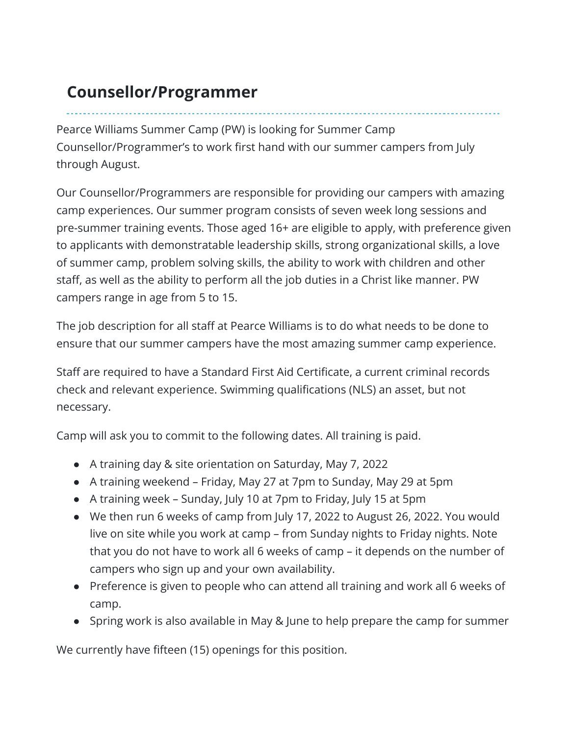# Counsellor/Programmer

Pearce Williams Summer Camp (PW) is looking for Summer Camp Counsellor/Programmer's to work first hand with our summer campers from July through August.

Our Counsellor/Programmers are responsible for providing our campers with amazing camp experiences. Our summer program consists of seven week long sessions and pre-summer training events. Those aged 16+ are eligible to apply, with preference given to applicants with demonstratable leadership skills, strong organizational skills, a love of summer camp, problem solving skills, the ability to work with children and other staff, as well as the ability to perform all the job duties in a Christ like manner. PW campers range in age from 5 to 15.

The job description for all staff at Pearce Williams is to do what needs to be done to ensure that our summer campers have the most amazing summer camp experience.

Staff are required to have a Standard First Aid Certificate, a current criminal records check and relevant experience. Swimming qualifications (NLS) an asset, but not necessary.

Camp will ask you to commit to the following dates. All training is paid.

- A training day & site orientation on Saturday, May 7, 2022
- A training weekend – Friday, May 27 at 7pm to Sunday, May 29 at 5pm
- A training week – Sunday, July 10 at 7pm to Friday, July 15 at 5pm
- We then run 6 weeks of camp from July 17, 2022 to August 26, 2022. You would live on site while you work at camp – from Sunday nights to Friday nights. Note that you do not have to work all 6 weeks of camp – it depends on the number of campers who sign up and your own availability.
- Preference is given to people who can attend all training and work all 6 weeks of camp.
- Spring work is also available in May & June to help prepare the camp for summer

We currently have fifteen (15) openings for this position.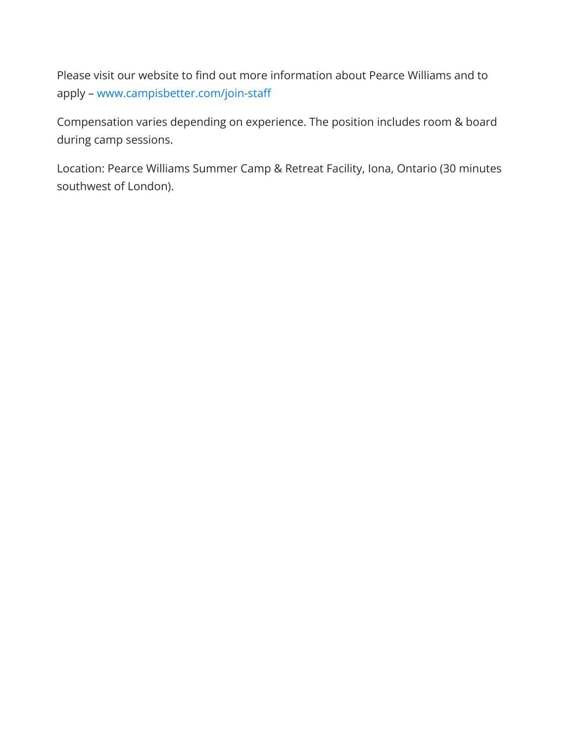Please visit our website to find out more information about Pearce Williams and to apply – www.campisbetter.com/join-staff

Compensation varies depending on experience. The position includes room & board during camp sessions.

Location: Pearce Williams Summer Camp & Retreat Facility, Iona, Ontario (30 minutes southwest of London).